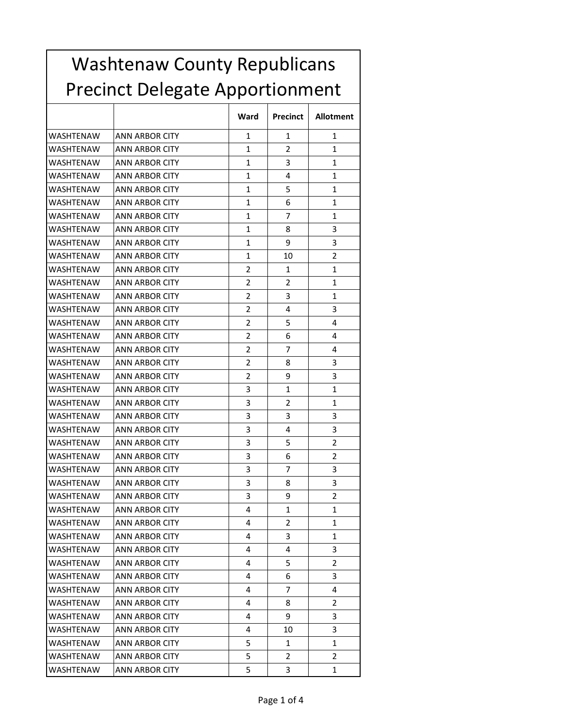# Washtenaw County Republicans Precinct Delegate Apportionment

| | | Ward | Precinct | Allotment |
|---|---|---|---|---|
| WASHTENAW | ANN ARBOR CITY | 1 | 1 | 1 |
| WASHTENAW | ANN ARBOR CITY | 1 | 2 | 1 |
| WASHTENAW | ANN ARBOR CITY | 1 | 3 | 1 |
| WASHTENAW | ANN ARBOR CITY | 1 | 4 | 1 |
| WASHTENAW | ANN ARBOR CITY | 1 | 5 | 1 |
| WASHTENAW | ANN ARBOR CITY | 1 | 6 | 1 |
| WASHTENAW | ANN ARBOR CITY | 1 | 7 | 1 |
| WASHTENAW | ANN ARBOR CITY | 1 | 8 | 3 |
| WASHTENAW | ANN ARBOR CITY | 1 | 9 | 3 |
| WASHTENAW | ANN ARBOR CITY | 1 | 10 | 2 |
| WASHTENAW | ANN ARBOR CITY | 2 | 1 | 1 |
| WASHTENAW | ANN ARBOR CITY | 2 | 2 | 1 |
| WASHTENAW | ANN ARBOR CITY | 2 | 3 | 1 |
| WASHTENAW | ANN ARBOR CITY | 2 | 4 | 3 |
| WASHTENAW | ANN ARBOR CITY | 2 | 5 | 4 |
| WASHTENAW | ANN ARBOR CITY | 2 | 6 | 4 |
| WASHTENAW | ANN ARBOR CITY | 2 | 7 | 4 |
| WASHTENAW | ANN ARBOR CITY | 2 | 8 | 3 |
| WASHTENAW | ANN ARBOR CITY | 2 | 9 | 3 |
| WASHTENAW | ANN ARBOR CITY | 3 | 1 | 1 |
| WASHTENAW | ANN ARBOR CITY | 3 | 2 | 1 |
| WASHTENAW | ANN ARBOR CITY | 3 | 3 | 3 |
| WASHTENAW | ANN ARBOR CITY | 3 | 4 | 3 |
| WASHTENAW | ANN ARBOR CITY | 3 | 5 | 2 |
| WASHTENAW | ANN ARBOR CITY | 3 | 6 | 2 |
| WASHTENAW | ANN ARBOR CITY | 3 | 7 | 3 |
| WASHTENAW | ANN ARBOR CITY | 3 | 8 | 3 |
| WASHTENAW | ANN ARBOR CITY | 3 | 9 | 2 |
| WASHTENAW | ANN ARBOR CITY | 4 | 1 | 1 |
| WASHTENAW | ANN ARBOR CITY | 4 | 2 | 1 |
| WASHTENAW | ANN ARBOR CITY | 4 | 3 | 1 |
| WASHTENAW | ANN ARBOR CITY | 4 | 4 | 3 |
| WASHTENAW | ANN ARBOR CITY | 4 | 5 | 2 |
| WASHTENAW | ANN ARBOR CITY | 4 | 6 | 3 |
| WASHTENAW | ANN ARBOR CITY | 4 | 7 | 4 |
| WASHTENAW | ANN ARBOR CITY | 4 | 8 | 2 |
| WASHTENAW | ANN ARBOR CITY | 4 | 9 | 3 |
| WASHTENAW | ANN ARBOR CITY | 4 | 10 | 3 |
| WASHTENAW | ANN ARBOR CITY | 5 | 1 | 1 |
| WASHTENAW | ANN ARBOR CITY | 5 | 2 | 2 |
| WASHTENAW | ANN ARBOR CITY | 5 | 3 | 1 |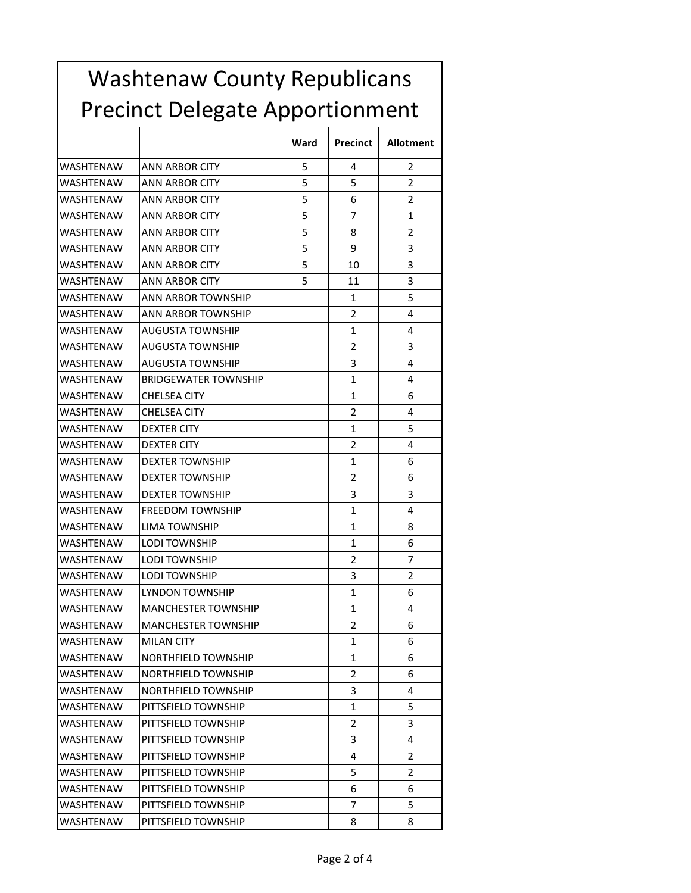# Washtenaw County Republicans Precinct Delegate Apportionment

| | | Ward | Precinct | Allotment |
|---|---|---|---|---|
| WASHTENAW | ANN ARBOR CITY | 5 | 4 | 2 |
| WASHTENAW | ANN ARBOR CITY | 5 | 5 | 2 |
| WASHTENAW | ANN ARBOR CITY | 5 | 6 | 2 |
| WASHTENAW | ANN ARBOR CITY | 5 | 7 | 1 |
| WASHTENAW | ANN ARBOR CITY | 5 | 8 | 2 |
| WASHTENAW | ANN ARBOR CITY | 5 | 9 | 3 |
| WASHTENAW | ANN ARBOR CITY | 5 | 10 | 3 |
| WASHTENAW | ANN ARBOR CITY | 5 | 11 | 3 |
| WASHTENAW | ANN ARBOR TOWNSHIP | | 1 | 5 |
| WASHTENAW | ANN ARBOR TOWNSHIP | | 2 | 4 |
| WASHTENAW | AUGUSTA TOWNSHIP | | 1 | 4 |
| WASHTENAW | AUGUSTA TOWNSHIP | | 2 | 3 |
| WASHTENAW | AUGUSTA TOWNSHIP | | 3 | 4 |
| WASHTENAW | BRIDGEWATER TOWNSHIP | | 1 | 4 |
| WASHTENAW | CHELSEA CITY | | 1 | 6 |
| WASHTENAW | CHELSEA CITY | | 2 | 4 |
| WASHTENAW | DEXTER CITY | | 1 | 5 |
| WASHTENAW | DEXTER CITY | | 2 | 4 |
| WASHTENAW | DEXTER TOWNSHIP | | 1 | 6 |
| WASHTENAW | DEXTER TOWNSHIP | | 2 | 6 |
| WASHTENAW | DEXTER TOWNSHIP | | 3 | 3 |
| WASHTENAW | FREEDOM TOWNSHIP | | 1 | 4 |
| WASHTENAW | LIMA TOWNSHIP | | 1 | 8 |
| WASHTENAW | LODI TOWNSHIP | | 1 | 6 |
| WASHTENAW | LODI TOWNSHIP | | 2 | 7 |
| WASHTENAW | LODI TOWNSHIP | | 3 | 2 |
| WASHTENAW | LYNDON TOWNSHIP | | 1 | 6 |
| WASHTENAW | MANCHESTER TOWNSHIP | | 1 | 4 |
| WASHTENAW | MANCHESTER TOWNSHIP | | 2 | 6 |
| WASHTENAW | MILAN CITY | | 1 | 6 |
| WASHTENAW | NORTHFIELD TOWNSHIP | | 1 | 6 |
| WASHTENAW | NORTHFIELD TOWNSHIP | | 2 | 6 |
| WASHTENAW | NORTHFIELD TOWNSHIP | | 3 | 4 |
| WASHTENAW | PITTSFIELD TOWNSHIP | | 1 | 5 |
| WASHTENAW | PITTSFIELD TOWNSHIP | | 2 | 3 |
| WASHTENAW | PITTSFIELD TOWNSHIP | | 3 | 4 |
| WASHTENAW | PITTSFIELD TOWNSHIP | | 4 | 2 |
| WASHTENAW | PITTSFIELD TOWNSHIP | | 5 | 2 |
| WASHTENAW | PITTSFIELD TOWNSHIP | | 6 | 6 |
| WASHTENAW | PITTSFIELD TOWNSHIP | | 7 | 5 |
| WASHTENAW | PITTSFIELD TOWNSHIP | | 8 | 8 |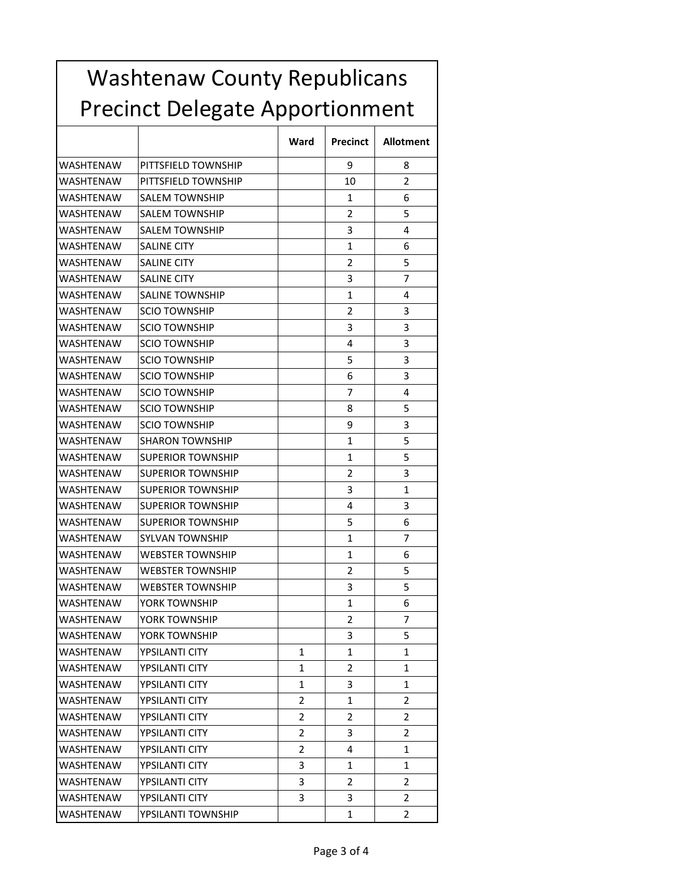# Washtenaw County Republicans
# Precinct Delegate Apportionment

| | | Ward | Precinct | Allotment |
|---|---|---|---|---|
| WASHTENAW | PITTSFIELD TOWNSHIP | | 9 | 8 |
| WASHTENAW | PITTSFIELD TOWNSHIP | | 10 | 2 |
| WASHTENAW | SALEM TOWNSHIP | | 1 | 6 |
| WASHTENAW | SALEM TOWNSHIP | | 2 | 5 |
| WASHTENAW | SALEM TOWNSHIP | | 3 | 4 |
| WASHTENAW | SALINE CITY | | 1 | 6 |
| WASHTENAW | SALINE CITY | | 2 | 5 |
| WASHTENAW | SALINE CITY | | 3 | 7 |
| WASHTENAW | SALINE TOWNSHIP | | 1 | 4 |
| WASHTENAW | SCIO TOWNSHIP | | 2 | 3 |
| WASHTENAW | SCIO TOWNSHIP | | 3 | 3 |
| WASHTENAW | SCIO TOWNSHIP | | 4 | 3 |
| WASHTENAW | SCIO TOWNSHIP | | 5 | 3 |
| WASHTENAW | SCIO TOWNSHIP | | 6 | 3 |
| WASHTENAW | SCIO TOWNSHIP | | 7 | 4 |
| WASHTENAW | SCIO TOWNSHIP | | 8 | 5 |
| WASHTENAW | SCIO TOWNSHIP | | 9 | 3 |
| WASHTENAW | SHARON TOWNSHIP | | 1 | 5 |
| WASHTENAW | SUPERIOR TOWNSHIP | | 1 | 5 |
| WASHTENAW | SUPERIOR TOWNSHIP | | 2 | 3 |
| WASHTENAW | SUPERIOR TOWNSHIP | | 3 | 1 |
| WASHTENAW | SUPERIOR TOWNSHIP | | 4 | 3 |
| WASHTENAW | SUPERIOR TOWNSHIP | | 5 | 6 |
| WASHTENAW | SYLVAN TOWNSHIP | | 1 | 7 |
| WASHTENAW | WEBSTER TOWNSHIP | | 1 | 6 |
| WASHTENAW | WEBSTER TOWNSHIP | | 2 | 5 |
| WASHTENAW | WEBSTER TOWNSHIP | | 3 | 5 |
| WASHTENAW | YORK TOWNSHIP | | 1 | 6 |
| WASHTENAW | YORK TOWNSHIP | | 2 | 7 |
| WASHTENAW | YORK TOWNSHIP | | 3 | 5 |
| WASHTENAW | YPSILANTI CITY | 1 | 1 | 1 |
| WASHTENAW | YPSILANTI CITY | 1 | 2 | 1 |
| WASHTENAW | YPSILANTI CITY | 1 | 3 | 1 |
| WASHTENAW | YPSILANTI CITY | 2 | 1 | 2 |
| WASHTENAW | YPSILANTI CITY | 2 | 2 | 2 |
| WASHTENAW | YPSILANTI CITY | 2 | 3 | 2 |
| WASHTENAW | YPSILANTI CITY | 2 | 4 | 1 |
| WASHTENAW | YPSILANTI CITY | 3 | 1 | 1 |
| WASHTENAW | YPSILANTI CITY | 3 | 2 | 2 |
| WASHTENAW | YPSILANTI CITY | 3 | 3 | 2 |
| WASHTENAW | YPSILANTI TOWNSHIP | | 1 | 2 |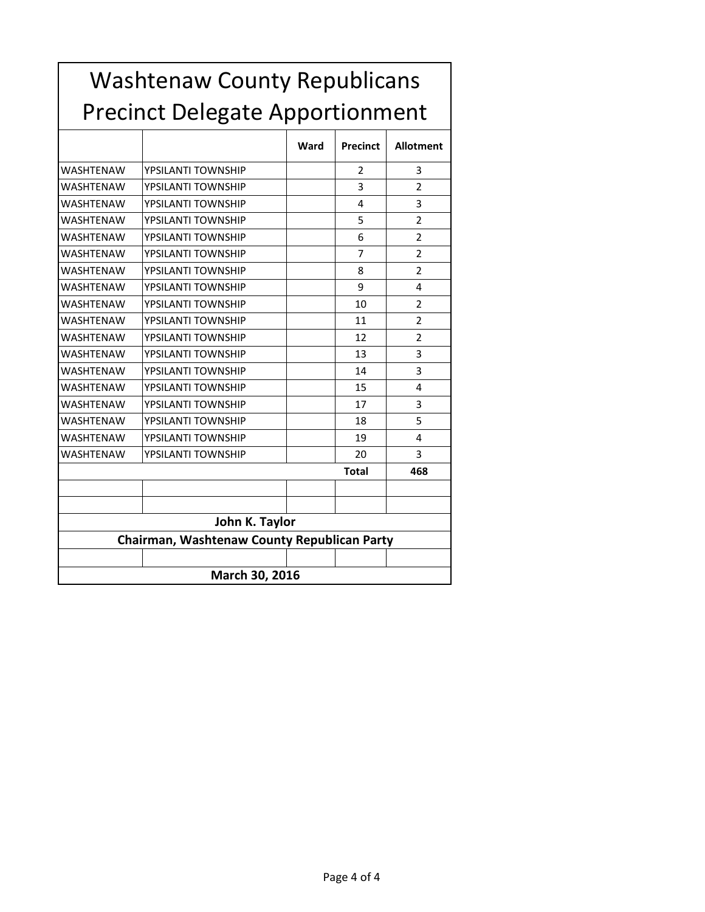# Washtenaw County Republicans
# Precinct Delegate Apportionment

| | | Ward | Precinct | Allotment |
|---|---|---|---|---|
| WASHTENAW | YPSILANTI TOWNSHIP | | 2 | 3 |
| WASHTENAW | YPSILANTI TOWNSHIP | | 3 | 2 |
| WASHTENAW | YPSILANTI TOWNSHIP | | 4 | 3 |
| WASHTENAW | YPSILANTI TOWNSHIP | | 5 | 2 |
| WASHTENAW | YPSILANTI TOWNSHIP | | 6 | 2 |
| WASHTENAW | YPSILANTI TOWNSHIP | | 7 | 2 |
| WASHTENAW | YPSILANTI TOWNSHIP | | 8 | 2 |
| WASHTENAW | YPSILANTI TOWNSHIP | | 9 | 4 |
| WASHTENAW | YPSILANTI TOWNSHIP | | 10 | 2 |
| WASHTENAW | YPSILANTI TOWNSHIP | | 11 | 2 |
| WASHTENAW | YPSILANTI TOWNSHIP | | 12 | 2 |
| WASHTENAW | YPSILANTI TOWNSHIP | | 13 | 3 |
| WASHTENAW | YPSILANTI TOWNSHIP | | 14 | 3 |
| WASHTENAW | YPSILANTI TOWNSHIP | | 15 | 4 |
| WASHTENAW | YPSILANTI TOWNSHIP | | 17 | 3 |
| WASHTENAW | YPSILANTI TOWNSHIP | | 18 | 5 |
| WASHTENAW | YPSILANTI TOWNSHIP | | 19 | 4 |
| WASHTENAW | YPSILANTI TOWNSHIP | | 20 | 3 |
| | | | **Total** | **468** |

**John K. Taylor**

**Chairman, Washtenaw County Republican Party**

**March 30, 2016**